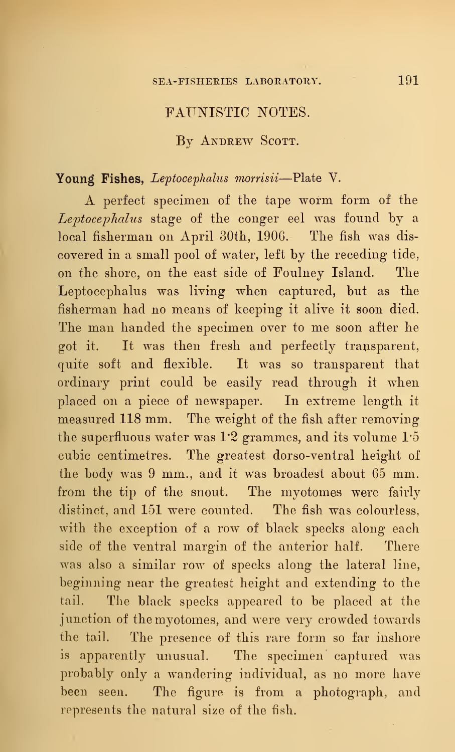## FAUNISTIC NOTES.

By Andrew Scott.

**Young Fishes,** *Leptocephalus morrisii*—Plate V.

A perfect specimen of the tape worm form of the *Leptocephalus* stage of the conger eel was found by a local fisherman on April 30th, 1906. The fish was discovered in a small pool of water, left by the receding tide, on the shore, on the east side of Foulney Island. The Leptocephalus was living when captured, but as the fisherman had no means of keeping it alive it soon died. The man handed the specimen over to me soon after he got it. It was then fresh and perfectly transparent, quite soft and flexible. It was so transparent that ordinary print could be easily read through it when placed on a piece of newspaper. In extreme length it measured 118 mm. The weight of the fish after removing the superfluous water was 1·2 grammes, and its volume 1·5 cubic centimetres. The greatest dorso-ventral height of the body was 9 mm., and it was broadest about 65 mm. from the tip of the snout. The myotomes were fairly distinct, and 151 were counted. The fish was colourless, with the exception of a row of black specks along each side of the ventral margin of the anterior half. There was also a similar row of specks along the lateral line, beginning near the greatest height and extending to the tail. The black specks appeared to be placed at the junction of the myotomes, and were very crowded towards the tail. The presence of this rare form so far inshore is apparently unusual. The specimen captured was probably only a wandering individual, as no more have been seen. The figure is from a photograph, and represents the natural size of the fish.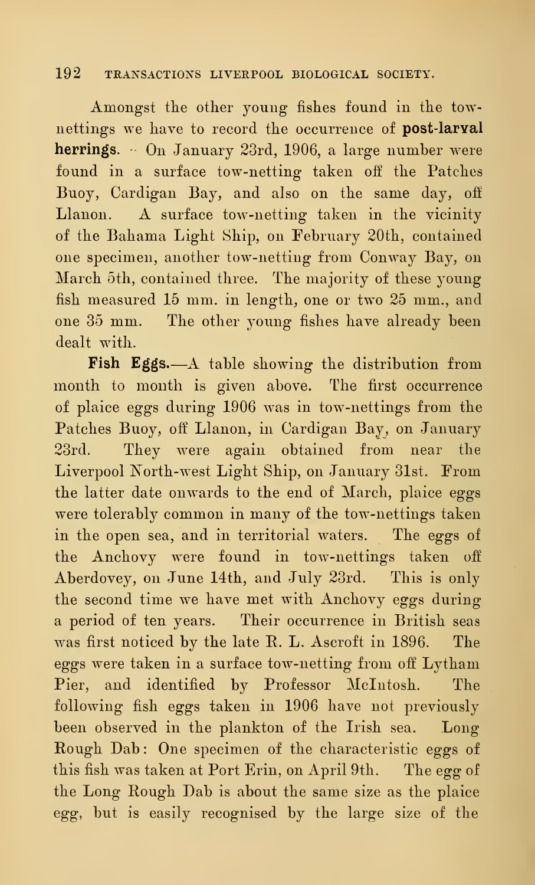Amongst the other young fishes found in the tow-nettings we have to record the occurrence of **post-larval herrings**. - On January 23rd, 1906, a large number were found in a surface tow-netting taken off the Patches Buoy, Cardigan Bay, and also on the same day, off Llanon. A surface tow-netting taken in the vicinity of the Bahama Light Ship, on February 20th, contained one specimen, another tow-netting from Conway Bay, on March 5th, contained three. The majority of these young fish measured 15 mm. in length, one or two 25 mm., and one 35 mm. The other young fishes have already been dealt with.

**Fish Eggs.**—A table showing the distribution from month to month is given above. The first occurrence of plaice eggs during 1906 was in tow-nettings from the Patches Buoy, off Llanon, in Cardigan Bay, on January 23rd. They were again obtained from near the Liverpool North-west Light Ship, on January 31st. From the latter date onwards to the end of March, plaice eggs were tolerably common in many of the tow-nettings taken in the open sea, and in territorial waters. The eggs of the Anchovy were found in tow-nettings taken off Aberdovey, on June 14th, and July 23rd. This is only the second time we have met with Anchovy eggs during a period of ten years. Their occurrence in British seas was first noticed by the late R. L. Ascroft in 1896. The eggs were taken in a surface tow-netting from off Lytham Pier, and identified by Professor McIntosh. The following fish eggs taken in 1906 have not previously been observed in the plankton of the Irish sea. Long Rough Dab: One specimen of the characteristic eggs of this fish was taken at Port Erin, on April 9th. The egg of the Long Rough Dab is about the same size as the plaice egg, but is easily recognised by the large size of the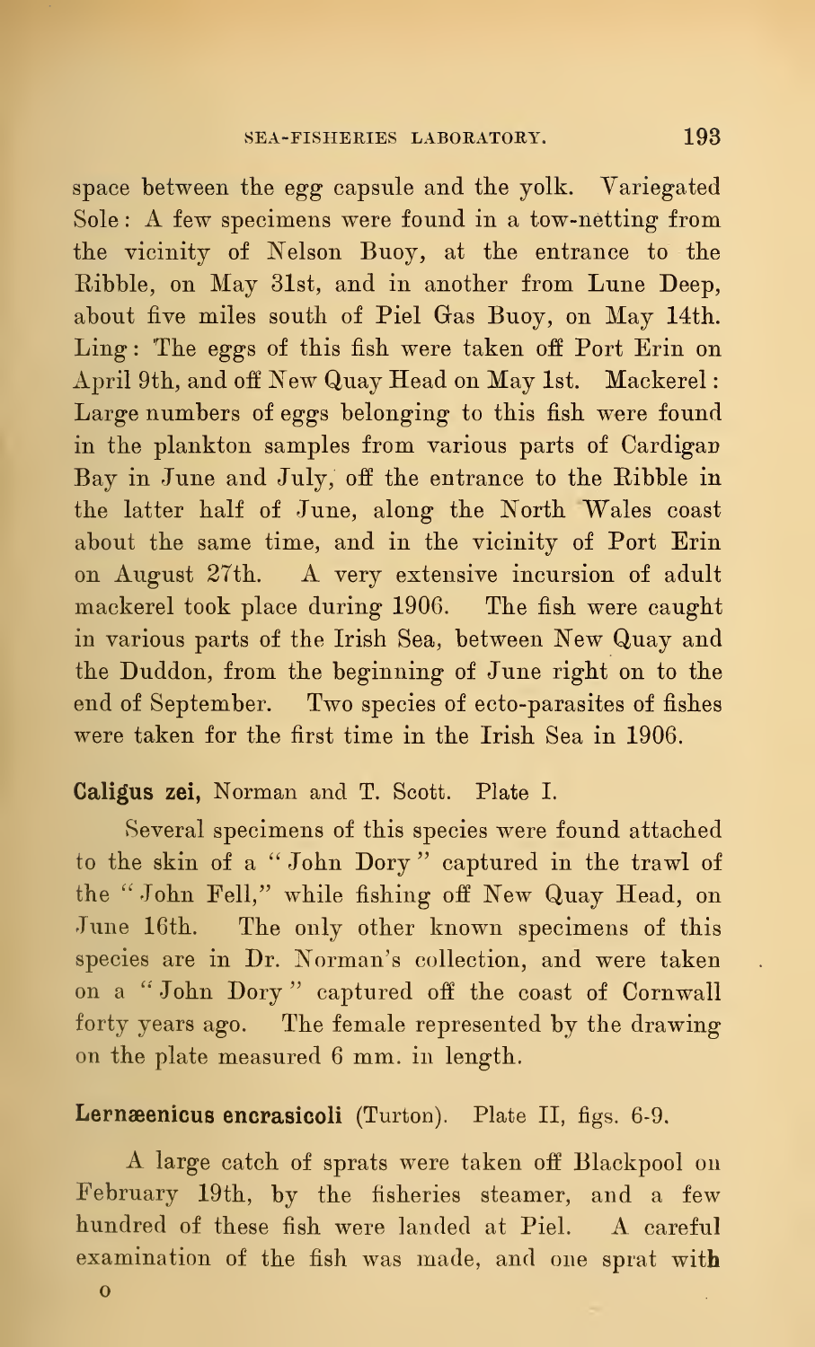space between the egg capsule and the yolk. Variegated Sole: A few specimens were found in a tow-netting from the vicinity of Nelson Buoy, at the entrance to the Ribble, on May 31st, and in another from Lune Deep, about five miles south of Piel Gas Buoy, on May 14th. Ling: The eggs of this fish were taken off Port Erin on April 9th, and off New Quay Head on May 1st. Mackerel: Large numbers of eggs belonging to this fish were found in the plankton samples from various parts of Cardigan Bay in June and July, off the entrance to the Ribble in the latter half of June, along the North Wales coast about the same time, and in the vicinity of Port Erin on August 27th. A very extensive incursion of adult mackerel took place during 1906. The fish were caught in various parts of the Irish Sea, between New Quay and the Duddon, from the beginning of June right on to the end of September. Two species of ecto-parasites of fishes were taken for the first time in the Irish Sea in 1906.

**Caligus zei,** Norman and T. Scott. Plate I.

Several specimens of this species were found attached to the skin of a "John Dory" captured in the trawl of the "John Fell," while fishing off New Quay Head, on June 16th. The only other known specimens of this species are in Dr. Norman's collection, and were taken on a "John Dory" captured off the coast of Cornwall forty years ago. The female represented by the drawing on the plate measured 6 mm. in length.

**Lernæenicus encrasicoli** (Turton). Plate II, figs. 6-9.

A large catch of sprats were taken off Blackpool on February 19th, by the fisheries steamer, and a few hundred of these fish were landed at Piel. A careful examination of the fish was made, and one sprat with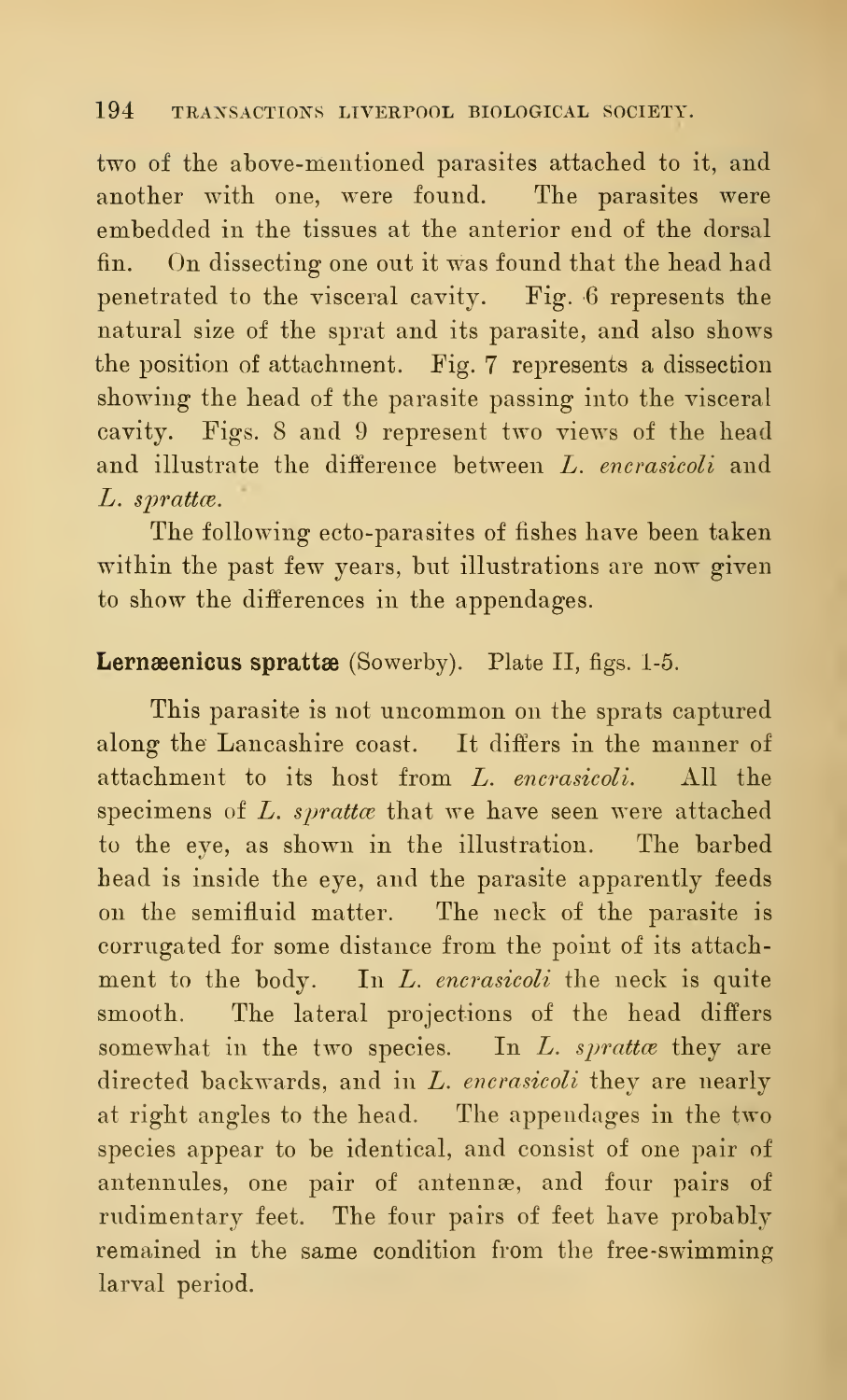two of the above-mentioned parasites attached to it, and another with one, were found. The parasites were embedded in the tissues at the anterior end of the dorsal fin. On dissecting one out it was found that the head had penetrated to the visceral cavity. Fig. 6 represents the natural size of the sprat and its parasite, and also shows the position of attachment. Fig. 7 represents a dissection showing the head of the parasite passing into the visceral cavity. Figs. 8 and 9 represent two views of the head and illustrate the difference between *L. encrasicoli* and *L. sprattæ*.

The following ecto-parasites of fishes have been taken within the past few years, but illustrations are now given to show the differences in the appendages.

**Lernæenicus sprattæ** (Sowerby). Plate II, figs. 1-5.

This parasite is not uncommon on the sprats captured along the Lancashire coast. It differs in the manner of attachment to its host from *L. encrasicoli*. All the specimens of *L. sprattæ* that we have seen were attached to the eye, as shown in the illustration. The barbed head is inside the eye, and the parasite apparently feeds on the semifluid matter. The neck of the parasite is corrugated for some distance from the point of its attachment to the body. In *L. encrasicoli* the neck is quite smooth. The lateral projections of the head differs somewhat in the two species. In *L. sprattæ* they are directed backwards, and in *L. encrasicoli* they are nearly at right angles to the head. The appendages in the two species appear to be identical, and consist of one pair of antennules, one pair of antennæ, and four pairs of rudimentary feet. The four pairs of feet have probably remained in the same condition from the free-swimming larval period.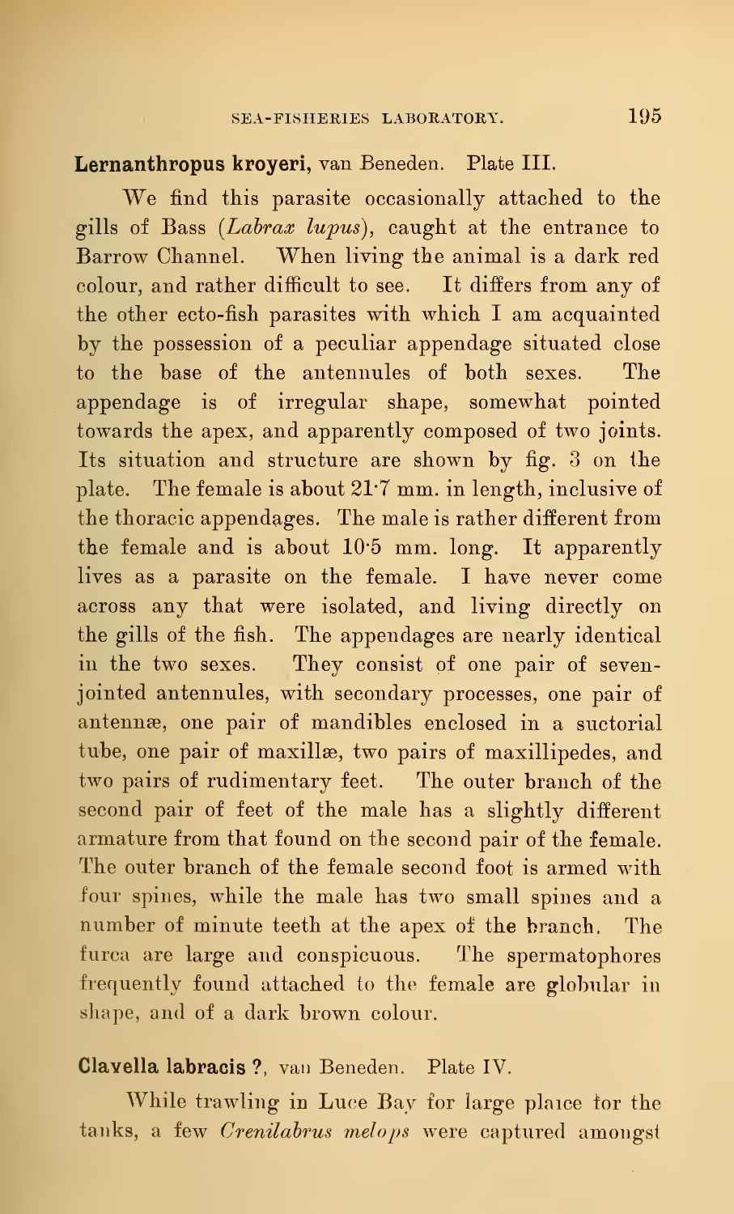**Lernanthropus kroyeri**, van Beneden. Plate III.

We find this parasite occasionally attached to the gills of Bass (*Labrax lupus*), caught at the entrance to Barrow Channel. When living the animal is a dark red colour, and rather difficult to see. It differs from any of the other ecto-fish parasites with which I am acquainted by the possession of a peculiar appendage situated close to the base of the antennules of both sexes. The appendage is of irregular shape, somewhat pointed towards the apex, and apparently composed of two joints. Its situation and structure are shown by fig. 3 on the plate. The female is about 21·7 mm. in length, inclusive of the thoracic appendages. The male is rather different from the female and is about 10·5 mm. long. It apparently lives as a parasite on the female. I have never come across any that were isolated, and living directly on the gills of the fish. The appendages are nearly identical in the two sexes. They consist of one pair of seven-jointed antennules, with secondary processes, one pair of antennæ, one pair of mandibles enclosed in a suctorial tube, one pair of maxillæ, two pairs of maxillipedes, and two pairs of rudimentary feet. The outer branch of the second pair of feet of the male has a slightly different armature from that found on the second pair of the female. The outer branch of the female second foot is armed with four spines, while the male has two small spines and a number of minute teeth at the apex of the branch. The furca are large and conspicuous. The spermatophores frequently found attached to the female are globular in shape, and of a dark brown colour.

**Clavella labracis ?**, van Beneden. Plate IV.

While trawling in Luce Bay for large plaice for the tanks, a few *Crenilabrus melops* were captured amongst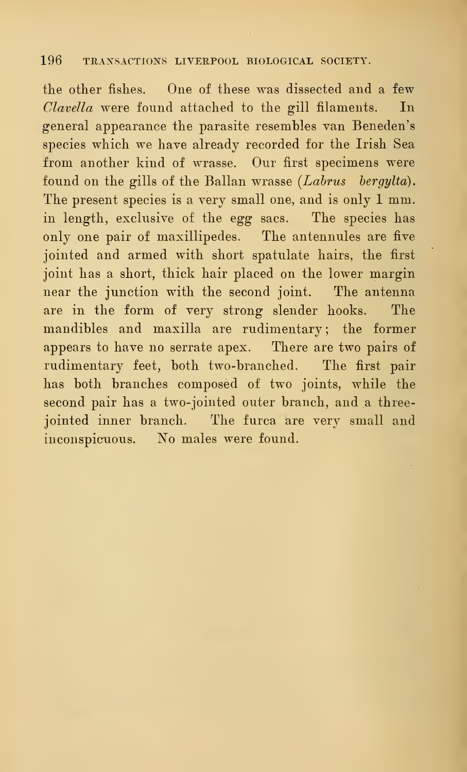the other fishes. One of these was dissected and a few *Clavella* were found attached to the gill filaments. In general appearance the parasite resembles van Beneden's species which we have already recorded for the Irish Sea from another kind of wrasse. Our first specimens were found on the gills of the Ballan wrasse (*Labrus bergylta*). The present species is a very small one, and is only 1 mm. in length, exclusive of the egg sacs. The species has only one pair of maxillipedes. The antennules are five jointed and armed with short spatulate hairs, the first joint has a short, thick hair placed on the lower margin near the junction with the second joint. The antenna are in the form of very strong slender hooks. The mandibles and maxilla are rudimentary; the former appears to have no serrate apex. There are two pairs of rudimentary feet, both two-branched. The first pair has both branches composed of two joints, while the second pair has a two-jointed outer branch, and a three-jointed inner branch. The furca are very small and inconspicuous. No males were found.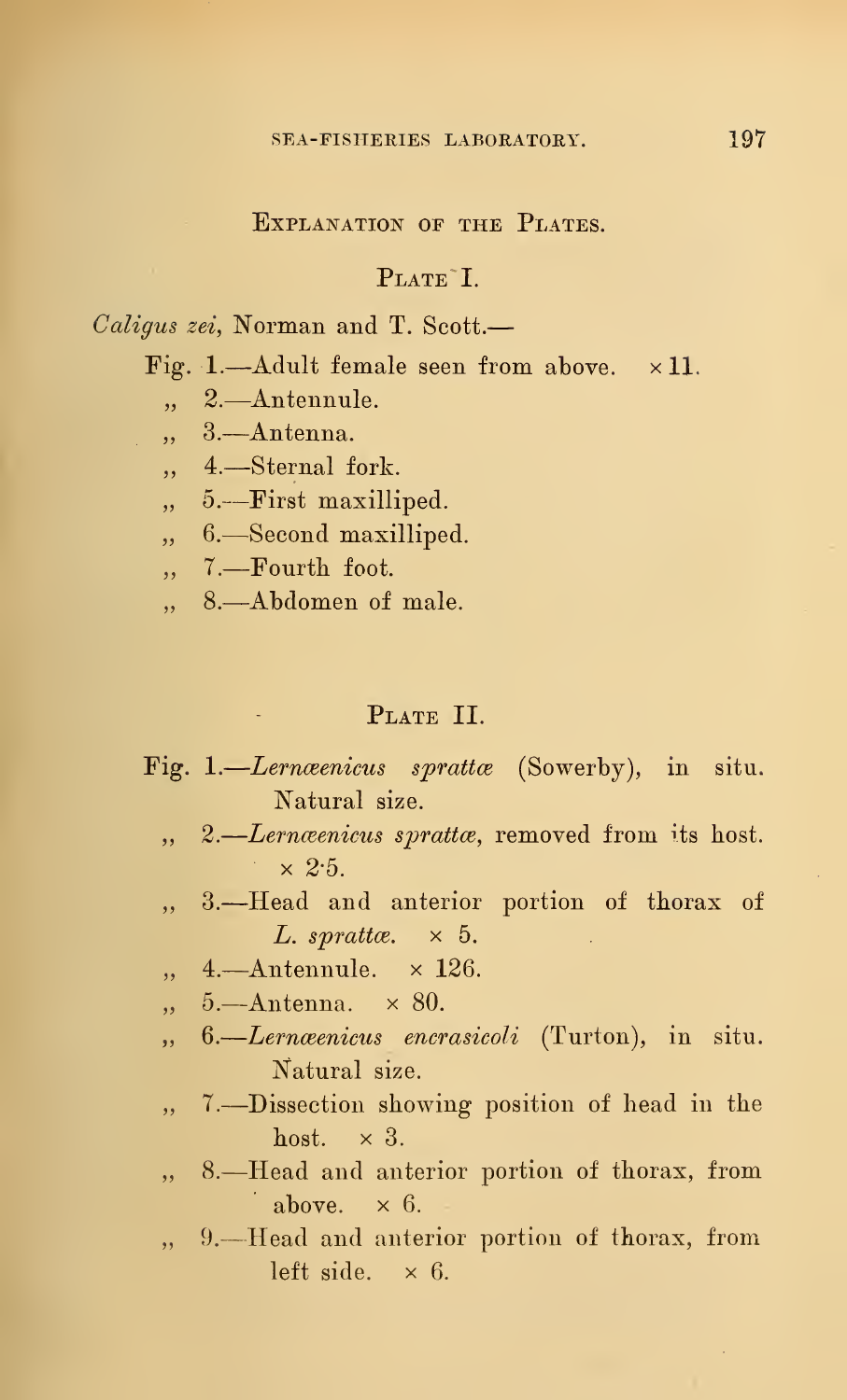## Explanation of the Plates.

### Plate I.

*Caligus zei*, Norman and T. Scott.—

Fig. 1.—Adult female seen from above. × 11.
,, 2.—Antennule.
,, 3.—Antenna.
,, 4.—Sternal fork.
,, 5.—First maxilliped.
,, 6.—Second maxilliped.
,, 7.—Fourth foot.
,, 8.—Abdomen of male.

### Plate II.

Fig. 1.—*Lernœenicus sprattœ* (Sowerby), in situ. Natural size.
,, 2.—*Lernœenicus sprattœ*, removed from its host. × 2·5.
,, 3.—Head and anterior portion of thorax of *L. sprattœ*. × 5.
,, 4.—Antennule. × 126.
,, 5.—Antenna. × 80.
,, 6.—*Lernœenicus encrasicoli* (Turton), in situ. Natural size.
,, 7.—Dissection showing position of head in the host. × 3.
,, 8.—Head and anterior portion of thorax, from above. × 6.
,, 9.—Head and anterior portion of thorax, from left side. × 6.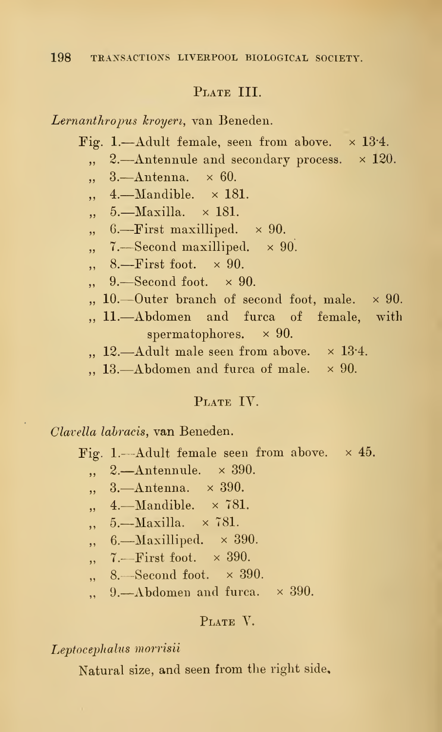## Plate III.

*Lernanthropus kroyeri*, van Beneden.

Fig. 1.—Adult female, seen from above. × 13·4.
,, 2.—Antennule and secondary process. × 120.
,, 3.—Antenna. × 60.
,, 4.—Mandible. × 181.
,, 5.—Maxilla. × 181.
,, 6.—First maxilliped. × 90.
,, 7.—Second maxilliped. × 90.
,, 8.—First foot. × 90.
,, 9.—Second foot. × 90.
,, 10.—Outer branch of second foot, male. × 90.
,, 11.—Abdomen and furca of female, with spermatophores. × 90.
,, 12.—Adult male seen from above. × 13·4.
,, 13.—Abdomen and furca of male. × 90.

## Plate IV.

*Clavella labracis*, van Beneden.

Fig. 1.—Adult female seen from above. × 45.
,, 2.—Antennule. × 390.
,, 3.—Antenna. × 390.
,, 4.—Mandible. × 781.
,, 5.—Maxilla. × 781.
,, 6.—Maxilliped. × 390.
,, 7.—First foot. × 390.
,, 8.—Second foot. × 390.
,, 9.—Abdomen and furca. × 390.

## Plate V.

*Leptocephalus morrisii*

Natural size, and seen from the right side.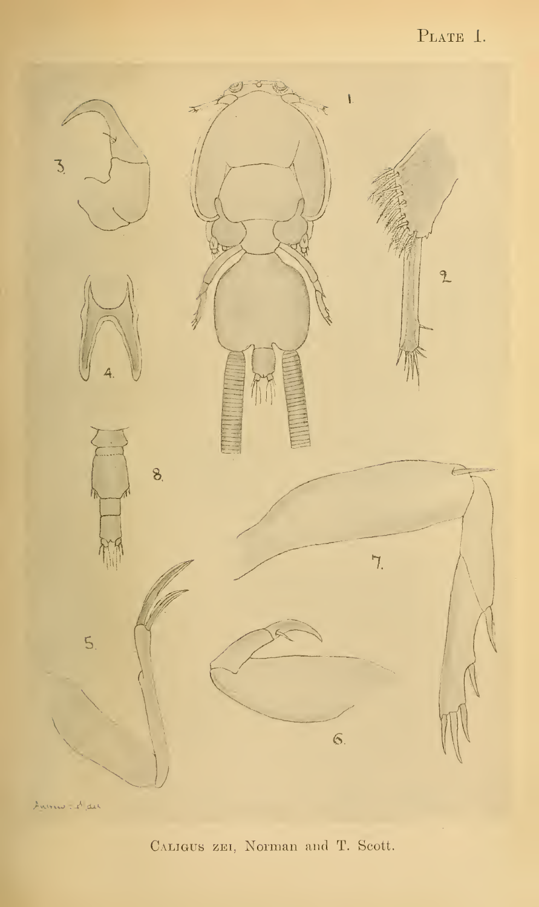Plate I.

Caligus zei, Norman and T. Scott.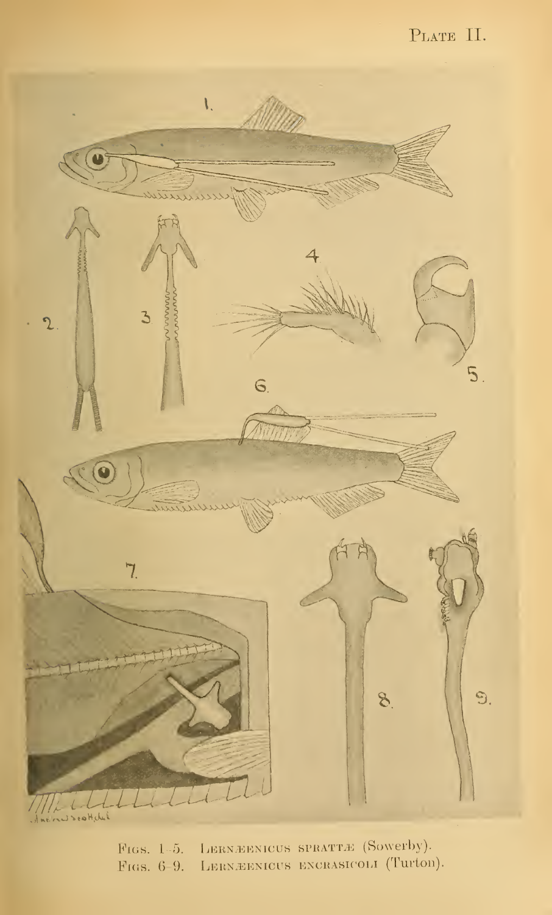PLATE II.

1.

2.

3

4

5.

6.

7.

8.

9.

FIGS. 1–5. LERNÆENICUS SPRATTÆ (Sowerby).
FIGS. 6–9. LERNÆENICUS ENCRASICOLI (Turton).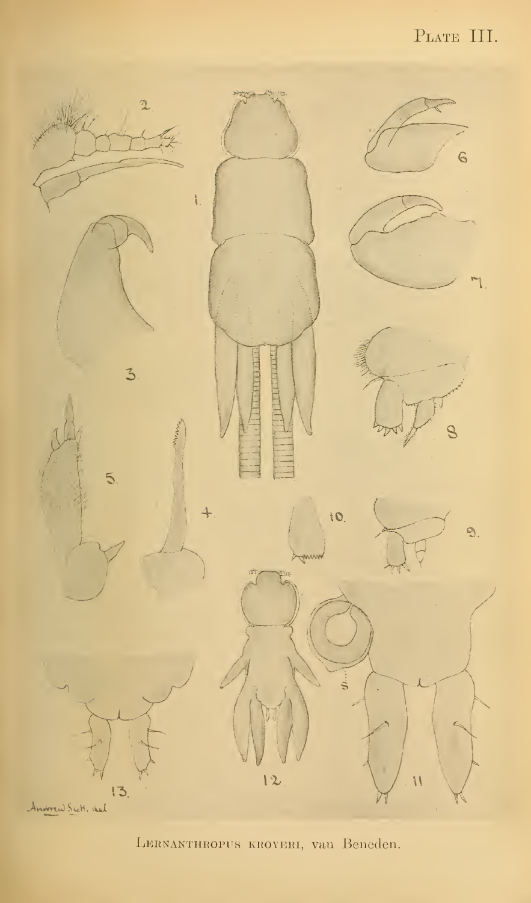PLATE III.

LERNANTHROPUS KROYERI, van Beneden.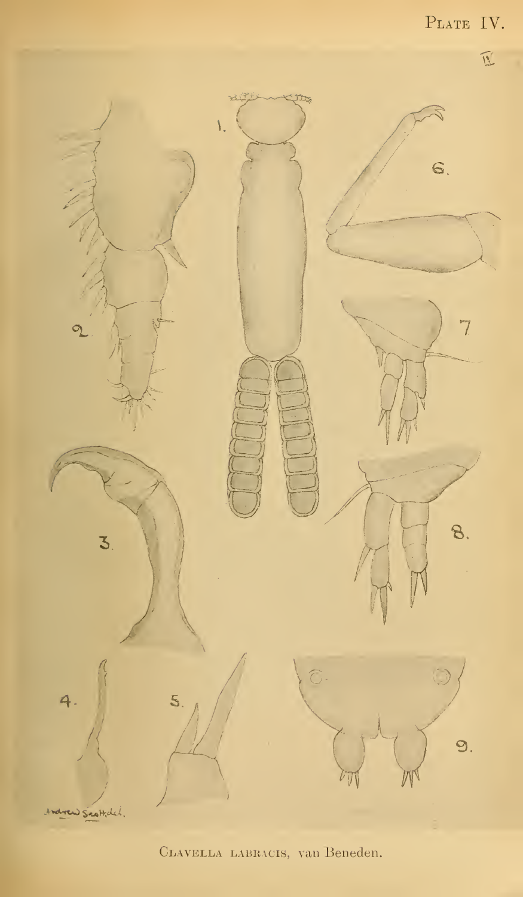Plate IV.

Clavella labracis, van Beneden.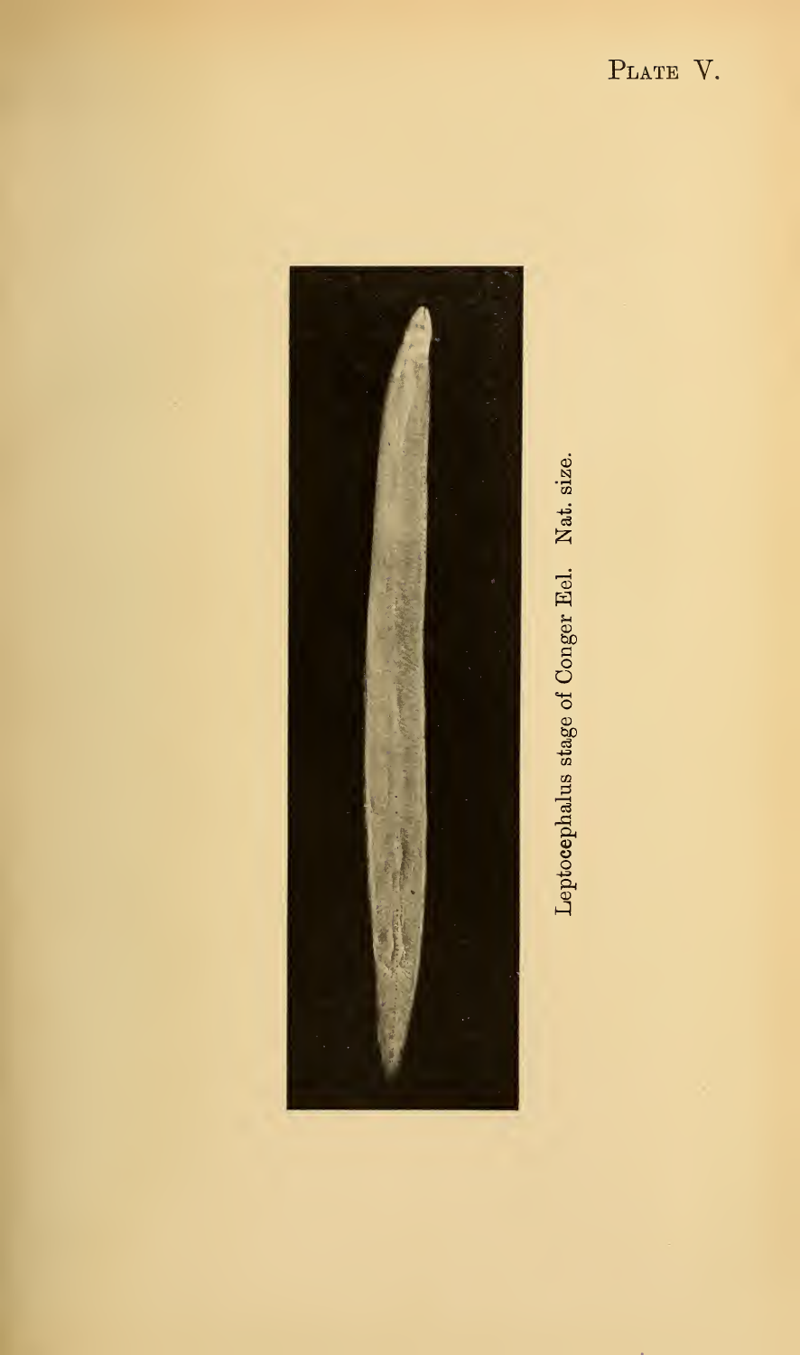PLATE V.

Leptocephalus stage of Conger Eel. Nat. size.